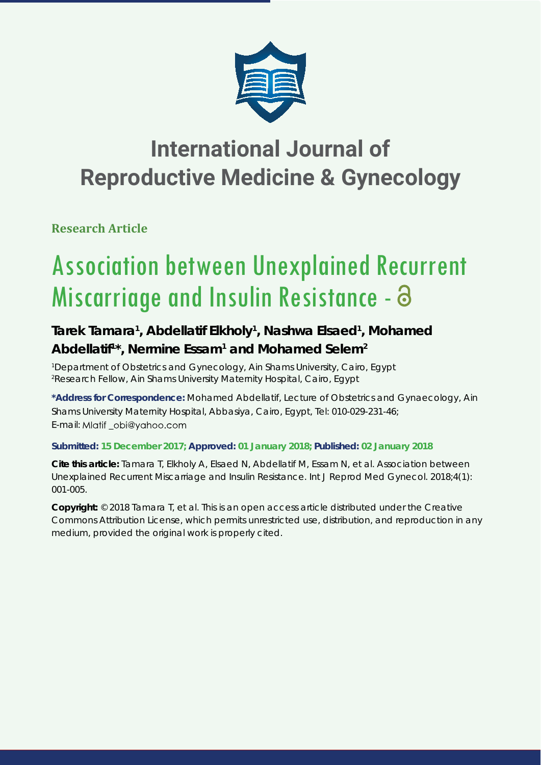# International Journal of Reproductive Medicine & Gynecology

**Research Article**

# Association between Unexplained Recurrent Miscarriage and Insulin Resistance

**Tarek Tamara[1], Abdellatif Elkholy[1], Nashwa Elsaed[1], Mohamed Abdellatif[1]*, Nermine Essam[1] and Mohamed Selem[2]**

[1]Department of Obstetrics and Gynecology, Ain Shams University, Cairo, Egypt
[2]Research Fellow, Ain Shams University Maternity Hospital, Cairo, Egypt

**\*Address for Correspondence:** Mohamed Abdellatif, Lecture of Obstetrics and Gynaecology, Ain Shams University Maternity Hospital, Abbasiya, Cairo, Egypt, Tel: 010-029-231-46; E-mail: Mlatif_obi@yahoo.com

**Submitted: 15 December 2017; Approved: 01 January 2018; Published: 02 January 2018**

**Cite this article:** Tamara T, Elkholy A, Elsaed N, Abdellatif M, Essam N, et al. Association between Unexplained Recurrent Miscarriage and Insulin Resistance. Int J Reprod Med Gynecol. 2018;4(1): 001-005.

**Copyright:** © 2018 Tamara T, et al. This is an open access article distributed under the Creative Commons Attribution License, which permits unrestricted use, distribution, and reproduction in any medium, provided the original work is properly cited.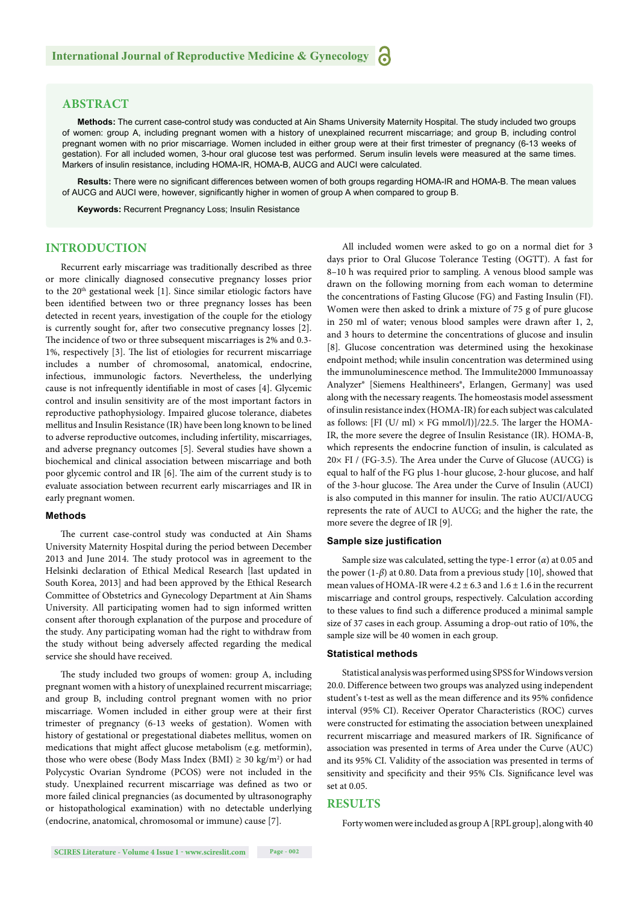## ABSTRACT

**Methods:** The current case-control study was conducted at Ain Shams University Maternity Hospital. The study included two groups of women: group A, including pregnant women with a history of unexplained recurrent miscarriage; and group B, including control pregnant women with no prior miscarriage. Women included in either group were at their first trimester of pregnancy (6-13 weeks of gestation). For all included women, 3-hour oral glucose test was performed. Serum insulin levels were measured at the same times. Markers of insulin resistance, including HOMA-IR, HOMA-B, AUCG and AUCI were calculated.

**Results:** There were no significant differences between women of both groups regarding HOMA-IR and HOMA-B. The mean values of AUCG and AUCI were, however, significantly higher in women of group A when compared to group B.

**Keywords:** Recurrent Pregnancy Loss; Insulin Resistance

## INTRODUCTION

Recurrent early miscarriage was traditionally described as three or more clinically diagnosed consecutive pregnancy losses prior to the 20th gestational week [1]. Since similar etiologic factors have been identified between two or three pregnancy losses has been detected in recent years, investigation of the couple for the etiology is currently sought for, after two consecutive pregnancy losses [2]. The incidence of two or three subsequent miscarriages is 2% and 0.3-1%, respectively [3]. The list of etiologies for recurrent miscarriage includes a number of chromosomal, anatomical, endocrine, infectious, immunologic factors. Nevertheless, the underlying cause is not infrequently identifiable in most of cases [4]. Glycemic control and insulin sensitivity are of the most important factors in reproductive pathophysiology. Impaired glucose tolerance, diabetes mellitus and Insulin Resistance (IR) have been long known to be lined to adverse reproductive outcomes, including infertility, miscarriages, and adverse pregnancy outcomes [5]. Several studies have shown a biochemical and clinical association between miscarriage and both poor glycemic control and IR [6]. The aim of the current study is to evaluate association between recurrent early miscarriages and IR in early pregnant women.

### Methods

The current case-control study was conducted at Ain Shams University Maternity Hospital during the period between December 2013 and June 2014. The study protocol was in agreement to the Helsinki declaration of Ethical Medical Research [last updated in South Korea, 2013] and had been approved by the Ethical Research Committee of Obstetrics and Gynecology Department at Ain Shams University. All participating women had to sign informed written consent after thorough explanation of the purpose and procedure of the study. Any participating woman had the right to withdraw from the study without being adversely affected regarding the medical service she should have received.

The study included two groups of women: group A, including pregnant women with a history of unexplained recurrent miscarriage; and group B, including control pregnant women with no prior miscarriage. Women included in either group were at their first trimester of pregnancy (6-13 weeks of gestation). Women with history of gestational or pregestational diabetes mellitus, women on medications that might affect glucose metabolism (e.g. metformin), those who were obese (Body Mass Index (BMI) ≥ 30 kg/m$^2$) or had Polycystic Ovarian Syndrome (PCOS) were not included in the study. Unexplained recurrent miscarriage was defined as two or more failed clinical pregnancies (as documented by ultrasonography or histopathological examination) with no detectable underlying (endocrine, anatomical, chromosomal or immune) cause [7].

All included women were asked to go on a normal diet for 3 days prior to Oral Glucose Tolerance Testing (OGTT). A fast for 8–10 h was required prior to sampling. A venous blood sample was drawn on the following morning from each woman to determine the concentrations of Fasting Glucose (FG) and Fasting Insulin (FI). Women were then asked to drink a mixture of 75 g of pure glucose in 250 ml of water; venous blood samples were drawn after 1, 2, and 3 hours to determine the concentrations of glucose and insulin [8]. Glucose concentration was determined using the hexokinase endpoint method; while insulin concentration was determined using the immunoluminescence method. The Immulite2000 Immunoassay Analyzer® [Siemens Healthineers®, Erlangen, Germany] was used along with the necessary reagents. The homeostasis model assessment of insulin resistance index (HOMA-IR) for each subject was calculated as follows: [FI (U/ ml) × FG mmol/l)]/22.5. The larger the HOMA-IR, the more severe the degree of Insulin Resistance (IR). HOMA-B, which represents the endocrine function of insulin, is calculated as 20× FI / (FG-3.5). The Area under the Curve of Glucose (AUCG) is equal to half of the FG plus 1-hour glucose, 2-hour glucose, and half of the 3-hour glucose. The Area under the Curve of Insulin (AUCI) is also computed in this manner for insulin. The ratio AUCI/AUCG represents the rate of AUCI to AUCG; and the higher the rate, the more severe the degree of IR [9].

### Sample size justification

Sample size was calculated, setting the type-1 error ($\alpha$) at 0.05 and the power ($1-\beta$) at 0.80. Data from a previous study [10], showed that mean values of HOMA-IR were 4.2 ± 6.3 and 1.6 ± 1.6 in the recurrent miscarriage and control groups, respectively. Calculation according to these values to find such a difference produced a minimal sample size of 37 cases in each group. Assuming a drop-out ratio of 10%, the sample size will be 40 women in each group.

### Statistical methods

Statistical analysis was performed using SPSS for Windows version 20.0. Difference between two groups was analyzed using independent student's t-test as well as the mean difference and its 95% confidence interval (95% CI). Receiver Operator Characteristics (ROC) curves were constructed for estimating the association between unexplained recurrent miscarriage and measured markers of IR. Significance of association was presented in terms of Area under the Curve (AUC) and its 95% CI. Validity of the association was presented in terms of sensitivity and specificity and their 95% CIs. Significance level was set at 0.05.

## RESULTS

Forty women were included as group A [RPL group], along with 40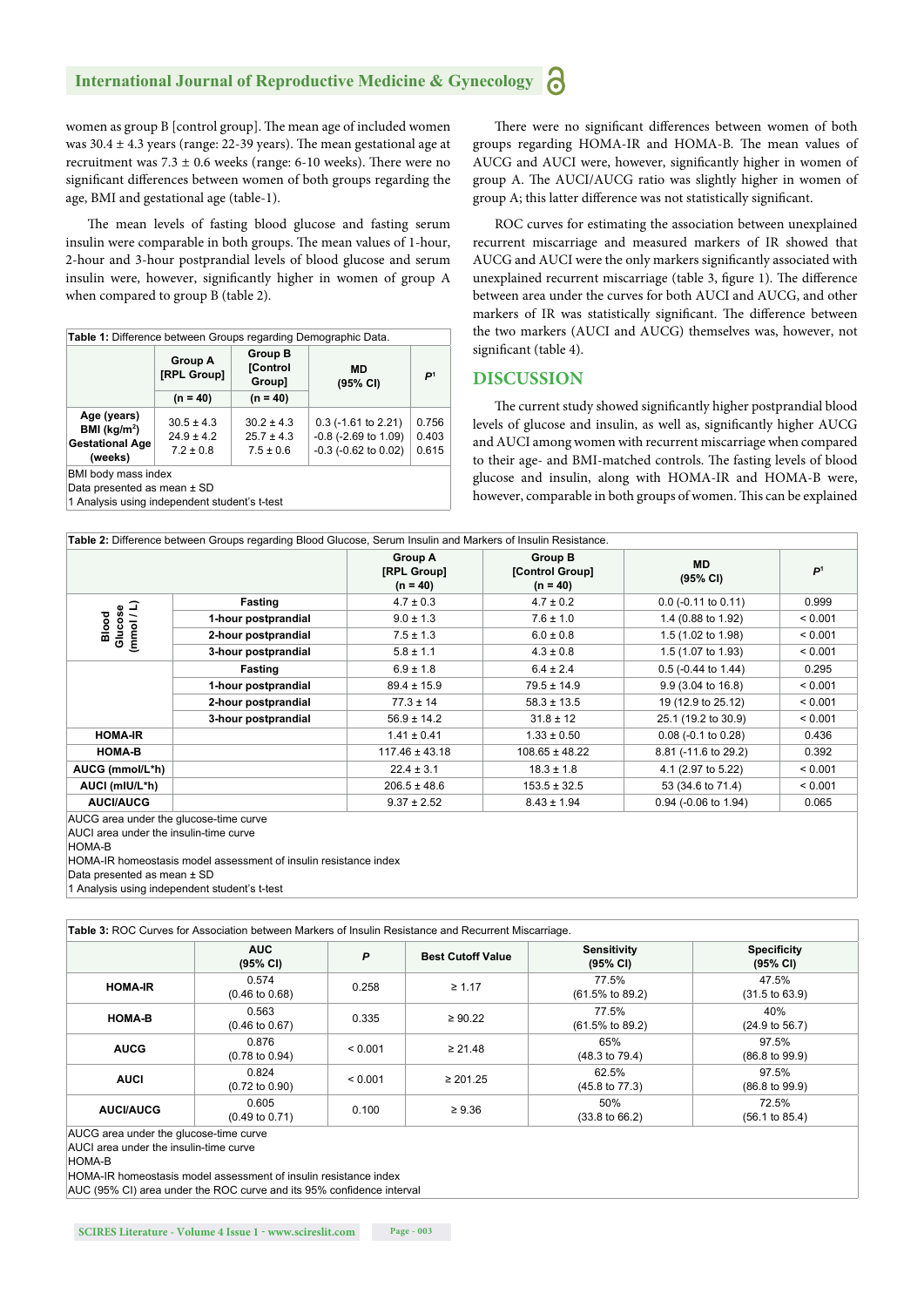women as group B [control group]. The mean age of included women was 30.4 ± 4.3 years (range: 22-39 years). The mean gestational age at recruitment was 7.3 ± 0.6 weeks (range: 6-10 weeks). There were no significant differences between women of both groups regarding the age, BMI and gestational age (table-1).

The mean levels of fasting blood glucose and fasting serum insulin were comparable in both groups. The mean values of 1-hour, 2-hour and 3-hour postprandial levels of blood glucose and serum insulin were, however, significantly higher in women of group A when compared to group B (table 2).

**Table 1:** Difference between Groups regarding Demographic Data.

| | Group A [RPL Group] (n = 40) | Group B [Control Group] (n = 40) | MD (95% CI) | $P^1$ |
|---|---|---|---|---|
| Age (years) | 30.5 ± 4.3 | 30.2 ± 4.3 | 0.3 (-1.61 to 2.21) | 0.756 |
| BMI (kg/m$^2$) | 24.9 ± 4.2 | 25.7 ± 4.3 | -0.8 (-2.69 to 1.09) | 0.403 |
| Gestational Age (weeks) | 7.2 ± 0.8 | 7.5 ± 0.6 | -0.3 (-0.62 to 0.02) | 0.615 |

BMI body mass index
Data presented as mean ± SD
1 Analysis using independent student's t-test

There were no significant differences between women of both groups regarding HOMA-IR and HOMA-B. The mean values of AUCG and AUCI were, however, significantly higher in women of group A. The AUCI/AUCG ratio was slightly higher in women of group A; this latter difference was not statistically significant.

ROC curves for estimating the association between unexplained recurrent miscarriage and measured markers of IR showed that AUCG and AUCI were the only markers significantly associated with unexplained recurrent miscarriage (table 3, figure 1). The difference between area under the curves for both AUCI and AUCG, and other markers of IR was statistically significant. The difference between the two markers (AUCI and AUCG) themselves was, however, not significant (table 4).

## DISCUSSION

The current study showed significantly higher postprandial blood levels of glucose and insulin, as well as, significantly higher AUCG and AUCI among women with recurrent miscarriage when compared to their age- and BMI-matched controls. The fasting levels of blood glucose and insulin, along with HOMA-IR and HOMA-B were, however, comparable in both groups of women. This can be explained

**Table 2:** Difference between Groups regarding Blood Glucose, Serum Insulin and Markers of Insulin Resistance.

| | | Group A [RPL Group] (n = 40) | Group B [Control Group] (n = 40) | MD (95% CI) | $P^1$ |
|---|---|---|---|---|---|
| Blood Glucose (mmol / L) | Fasting | 4.7 ± 0.3 | 4.7 ± 0.2 | 0.0 (-0.11 to 0.11) | 0.999 |
| | 1-hour postprandial | 9.0 ± 1.3 | 7.6 ± 1.0 | 1.4 (0.88 to 1.92) | < 0.001 |
| | 2-hour postprandial | 7.5 ± 1.3 | 6.0 ± 0.8 | 1.5 (1.02 to 1.98) | < 0.001 |
| | 3-hour postprandial | 5.8 ± 1.1 | 4.3 ± 0.8 | 1.5 (1.07 to 1.93) | < 0.001 |
| | Fasting | 6.9 ± 1.8 | 6.4 ± 2.4 | 0.5 (-0.44 to 1.44) | 0.295 |
| | 1-hour postprandial | 89.4 ± 15.9 | 79.5 ± 14.9 | 9.9 (3.04 to 16.8) | < 0.001 |
| | 2-hour postprandial | 77.3 ± 14 | 58.3 ± 13.5 | 19 (12.9 to 25.12) | < 0.001 |
| | 3-hour postprandial | 56.9 ± 14.2 | 31.8 ± 12 | 25.1 (19.2 to 30.9) | < 0.001 |
| HOMA-IR | | 1.41 ± 0.41 | 1.33 ± 0.50 | 0.08 (-0.1 to 0.28) | 0.436 |
| HOMA-B | | 117.46 ± 43.18 | 108.65 ± 48.22 | 8.81 (-11.6 to 29.2) | 0.392 |
| AUCG (mmol/L*h) | | 22.4 ± 3.1 | 18.3 ± 1.8 | 4.1 (2.97 to 5.22) | < 0.001 |
| AUCI (mIU/L*h) | | 206.5 ± 48.6 | 153.5 ± 32.5 | 53 (34.6 to 71.4) | < 0.001 |
| AUCI/AUCG | | 9.37 ± 2.52 | 8.43 ± 1.94 | 0.94 (-0.06 to 1.94) | 0.065 |

AUCG area under the glucose-time curve
AUCI area under the insulin-time curve
HOMA-B
HOMA-IR homeostasis model assessment of insulin resistance index
Data presented as mean ± SD
1 Analysis using independent student's t-test

**Table 3:** ROC Curves for Association between Markers of Insulin Resistance and Recurrent Miscarriage.

| | AUC (95% CI) | P | Best Cutoff Value | Sensitivity (95% CI) | Specificity (95% CI) |
|---|---|---|---|---|---|
| HOMA-IR | 0.574 (0.46 to 0.68) | 0.258 | ≥ 1.17 | 77.5% (61.5% to 89.2) | 47.5% (31.5 to 63.9) |
| HOMA-B | 0.563 (0.46 to 0.67) | 0.335 | ≥ 90.22 | 77.5% (61.5% to 89.2) | 40% (24.9 to 56.7) |
| AUCG | 0.876 (0.78 to 0.94) | < 0.001 | ≥ 21.48 | 65% (48.3 to 79.4) | 97.5% (86.8 to 99.9) |
| AUCI | 0.824 (0.72 to 0.90) | < 0.001 | ≥ 201.25 | 62.5% (45.8 to 77.3) | 97.5% (86.8 to 99.9) |
| AUCI/AUCG | 0.605 (0.49 to 0.71) | 0.100 | ≥ 9.36 | 50% (33.8 to 66.2) | 72.5% (56.1 to 85.4) |

AUCG area under the glucose-time curve
AUCI area under the insulin-time curve
HOMA-B
HOMA-IR homeostasis model assessment of insulin resistance index
AUC (95% CI) area under the ROC curve and its 95% confidence interval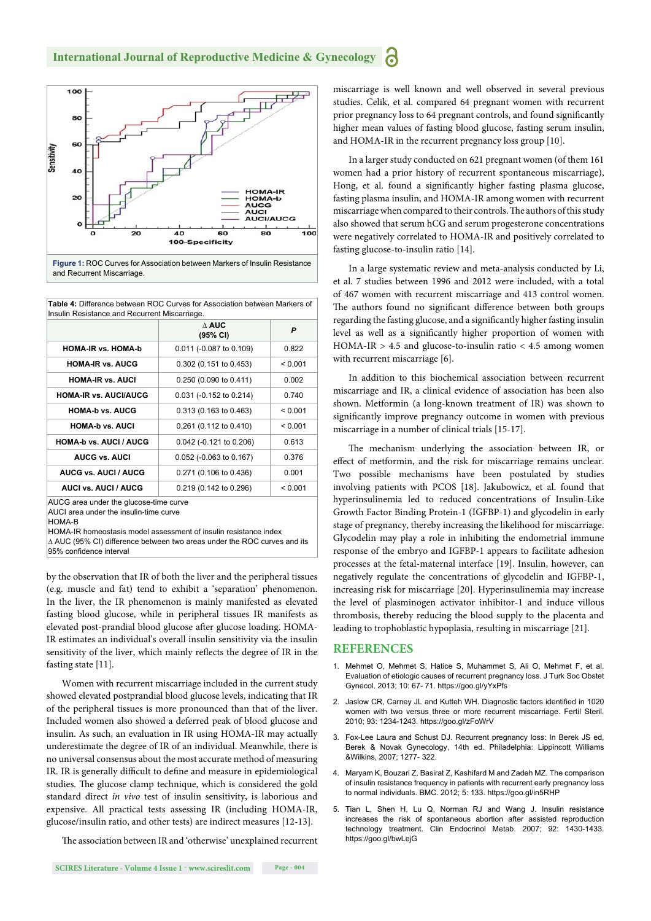Figure 1: ROC Curves for Association between Markers of Insulin Resistance and Recurrent Miscarriage.

Table 4: Difference between ROC Curves for Association between Markers of Insulin Resistance and Recurrent Miscarriage.

| | ∆ AUC (95% CI) | P |
|---|---|---|
| HOMA-IR vs. HOMA-b | 0.011 (-0.087 to 0.109) | 0.822 |
| HOMA-IR vs. AUCG | 0.302 (0.151 to 0.453) | < 0.001 |
| HOMA-IR vs. AUCI | 0.250 (0.090 to 0.411) | 0.002 |
| HOMA-IR vs. AUCI/AUCG | 0.031 (-0.152 to 0.214) | 0.740 |
| HOMA-b vs. AUCG | 0.313 (0.163 to 0.463) | < 0.001 |
| HOMA-b vs. AUCI | 0.261 (0.112 to 0.410) | < 0.001 |
| HOMA-b vs. AUCI / AUCG | 0.042 (-0.121 to 0.206) | 0.613 |
| AUCG vs. AUCI | 0.052 (-0.063 to 0.167) | 0.376 |
| AUCG vs. AUCI / AUCG | 0.271 (0.106 to 0.436) | 0.001 |
| AUCI vs. AUCI / AUCG | 0.219 (0.142 to 0.296) | < 0.001 |

AUCG area under the glucose-time curve
AUCI area under the insulin-time curve
HOMA-B
HOMA-IR homeostasis model assessment of insulin resistance index
∆ AUC (95% CI) difference between two areas under the ROC curves and its 95% confidence interval

by the observation that IR of both the liver and the peripheral tissues (e.g. muscle and fat) tend to exhibit a 'separation' phenomenon. In the liver, the IR phenomenon is mainly manifested as elevated fasting blood glucose, while in peripheral tissues IR manifests as elevated post-prandial blood glucose after glucose loading. HOMA-IR estimates an individual's overall insulin sensitivity via the insulin sensitivity of the liver, which mainly reflects the degree of IR in the fasting state [11].

Women with recurrent miscarriage included in the current study showed elevated postprandial blood glucose levels, indicating that IR of the peripheral tissues is more pronounced than that of the liver. Included women also showed a deferred peak of blood glucose and insulin. As such, an evaluation in IR using HOMA-IR may actually underestimate the degree of IR of an individual. Meanwhile, there is no universal consensus about the most accurate method of measuring IR. IR is generally difficult to define and measure in epidemiological studies. The glucose clamp technique, which is considered the gold standard direct *in vivo* test of insulin sensitivity, is laborious and expensive. All practical tests assessing IR (including HOMA-IR, glucose/insulin ratio, and other tests) are indirect measures [12-13].

The association between IR and 'otherwise' unexplained recurrent miscarriage is well known and well observed in several previous studies. Celik, et al. compared 64 pregnant women with recurrent prior pregnancy loss to 64 pregnant controls, and found significantly higher mean values of fasting blood glucose, fasting serum insulin, and HOMA-IR in the recurrent pregnancy loss group [10].

In a larger study conducted on 621 pregnant women (of them 161 women had a prior history of recurrent spontaneous miscarriage), Hong, et al. found a significantly higher fasting plasma glucose, fasting plasma insulin, and HOMA-IR among women with recurrent miscarriage when compared to their controls. The authors of this study also showed that serum hCG and serum progesterone concentrations were negatively correlated to HOMA-IR and positively correlated to fasting glucose-to-insulin ratio [14].

In a large systematic review and meta-analysis conducted by Li, et al. 7 studies between 1996 and 2012 were included, with a total of 467 women with recurrent miscarriage and 413 control women. The authors found no significant difference between both groups regarding the fasting glucose, and a significantly higher fasting insulin level as well as a significantly higher proportion of women with HOMA-IR > 4.5 and glucose-to-insulin ratio < 4.5 among women with recurrent miscarriage [6].

In addition to this biochemical association between recurrent miscarriage and IR, a clinical evidence of association has been also shown. Metformin (a long-known treatment of IR) was shown to significantly improve pregnancy outcome in women with previous miscarriage in a number of clinical trials [15-17].

The mechanism underlying the association between IR, or effect of metformin, and the risk for miscarriage remains unclear. Two possible mechanisms have been postulated by studies involving patients with PCOS [18]. Jakubowicz, et al. found that hyperinsulinemia led to reduced concentrations of Insulin-Like Growth Factor Binding Protein-1 (IGFBP-1) and glycodelin in early stage of pregnancy, thereby increasing the likelihood for miscarriage. Glycodelin may play a role in inhibiting the endometrial immune response of the embryo and IGFBP-1 appears to facilitate adhesion processes at the fetal-maternal interface [19]. Insulin, however, can negatively regulate the concentrations of glycodelin and IGFBP-1, increasing risk for miscarriage [20]. Hyperinsulinemia may increase the level of plasminogen activator inhibitor-1 and induce villous thrombosis, thereby reducing the blood supply to the placenta and leading to trophoblastic hypoplasia, resulting in miscarriage [21].

## REFERENCES

1. Mehmet O, Mehmet S, Hatice S, Muhammet S, Ali O, Mehmet F, et al. Evaluation of etiologic causes of recurrent pregnancy loss. J Turk Soc Obstet Gynecol. 2013; 10: 67- 71. https://goo.gl/yYxPfs
2. Jaslow CR, Carney JL and Kutteh WH. Diagnostic factors identified in 1020 women with two versus three or more recurrent miscarriage. Fertil Steril. 2010; 93: 1234-1243. https://goo.gl/zFoWrV
3. Fox-Lee Laura and Schust DJ. Recurrent pregnancy loss: In Berek JS ed, Berek & Novak Gynecology, 14th ed. Philadelphia: Lippincott Williams &Wilkins, 2007; 1277- 322.
4. Maryam K, Bouzari Z, Basirat Z, Kashifard M and Zadeh MZ. The comparison of insulin resistance frequency in patients with recurrent early pregnancy loss to normal individuals. BMC. 2012; 5: 133. https://goo.gl/in5RHP
5. Tian L, Shen H, Lu Q, Norman RJ and Wang J. Insulin resistance increases the risk of spontaneous abortion after assisted reproduction technology treatment. Clin Endocrinol Metab. 2007; 92: 1430-1433. https://goo.gl/bwLejG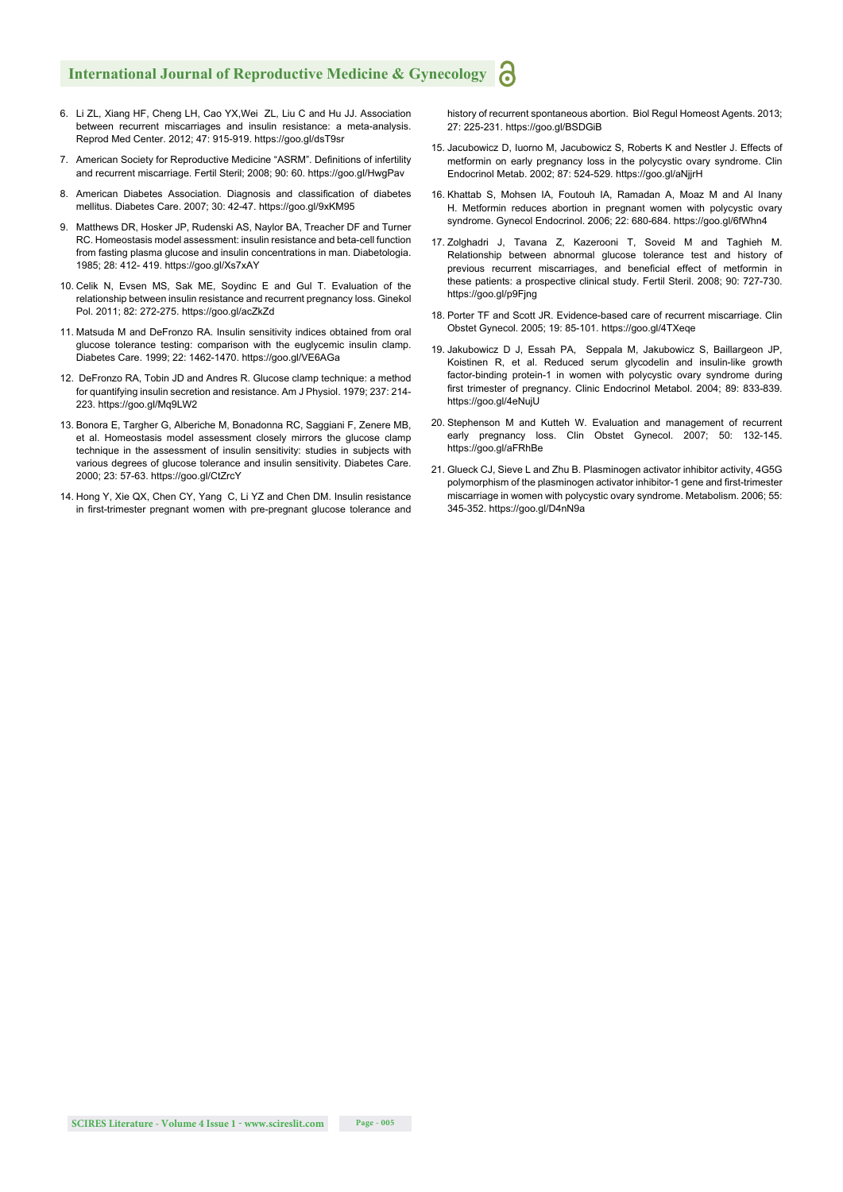6. Li ZL, Xiang HF, Cheng LH, Cao YX,Wei ZL, Liu C and Hu JJ. Association between recurrent miscarriages and insulin resistance: a meta-analysis. Reprod Med Center. 2012; 47: 915-919. https://goo.gl/dsT9sr

7. American Society for Reproductive Medicine "ASRM". Definitions of infertility and recurrent miscarriage. Fertil Steril; 2008; 90: 60. https://goo.gl/HwgPav

8. American Diabetes Association. Diagnosis and classification of diabetes mellitus. Diabetes Care. 2007; 30: 42-47. https://goo.gl/9xKM95

9. Matthews DR, Hosker JP, Rudenski AS, Naylor BA, Treacher DF and Turner RC. Homeostasis model assessment: insulin resistance and beta-cell function from fasting plasma glucose and insulin concentrations in man. Diabetologia. 1985; 28: 412- 419. https://goo.gl/Xs7xAY

10. Celik N, Evsen MS, Sak ME, Soydinc E and Gul T. Evaluation of the relationship between insulin resistance and recurrent pregnancy loss. Ginekol Pol. 2011; 82: 272-275. https://goo.gl/acZkZd

11. Matsuda M and DeFronzo RA. Insulin sensitivity indices obtained from oral glucose tolerance testing: comparison with the euglycemic insulin clamp. Diabetes Care. 1999; 22: 1462-1470. https://goo.gl/VE6AGa

12. DeFronzo RA, Tobin JD and Andres R. Glucose clamp technique: a method for quantifying insulin secretion and resistance. Am J Physiol. 1979; 237: 214-223. https://goo.gl/Mq9LW2

13. Bonora E, Targher G, Alberiche M, Bonadonna RC, Saggiani F, Zenere MB, et al. Homeostasis model assessment closely mirrors the glucose clamp technique in the assessment of insulin sensitivity: studies in subjects with various degrees of glucose tolerance and insulin sensitivity. Diabetes Care. 2000; 23: 57-63. https://goo.gl/CtZrcY

14. Hong Y, Xie QX, Chen CY, Yang C, Li YZ and Chen DM. Insulin resistance in first-trimester pregnant women with pre-pregnant glucose tolerance and history of recurrent spontaneous abortion. Biol Regul Homeost Agents. 2013; 27: 225-231. https://goo.gl/BSDGiB

15. Jacubowicz D, Iuorno M, Jacubowicz S, Roberts K and Nestler J. Effects of metformin on early pregnancy loss in the polycystic ovary syndrome. Clin Endocrinol Metab. 2002; 87: 524-529. https://goo.gl/aNjjrH

16. Khattab S, Mohsen IA, Foutouh IA, Ramadan A, Moaz M and Al Inany H. Metformin reduces abortion in pregnant women with polycystic ovary syndrome. Gynecol Endocrinol. 2006; 22: 680-684. https://goo.gl/6fWhn4

17. Zolghadri J, Tavana Z, Kazerooni T, Soveid M and Taghieh M. Relationship between abnormal glucose tolerance test and history of previous recurrent miscarriages, and beneficial effect of metformin in these patients: a prospective clinical study. Fertil Steril. 2008; 90: 727-730. https://goo.gl/p9Fjng

18. Porter TF and Scott JR. Evidence-based care of recurrent miscarriage. Clin Obstet Gynecol. 2005; 19: 85-101. https://goo.gl/4TXeqe

19. Jakubowicz D J, Essah PA, Seppala M, Jakubowicz S, Baillargeon JP, Koistinen R, et al. Reduced serum glycodelin and insulin-like growth factor-binding protein-1 in women with polycystic ovary syndrome during first trimester of pregnancy. Clinic Endocrinol Metabol. 2004; 89: 833-839. https://goo.gl/4eNujU

20. Stephenson M and Kutteh W. Evaluation and management of recurrent early pregnancy loss. Clin Obstet Gynecol. 2007; 50: 132-145. https://goo.gl/aFRhBe

21. Glueck CJ, Sieve L and Zhu B. Plasminogen activator inhibitor activity, 4G5G polymorphism of the plasminogen activator inhibitor-1 gene and first-trimester miscarriage in women with polycystic ovary syndrome. Metabolism. 2006; 55: 345-352. https://goo.gl/D4nN9a